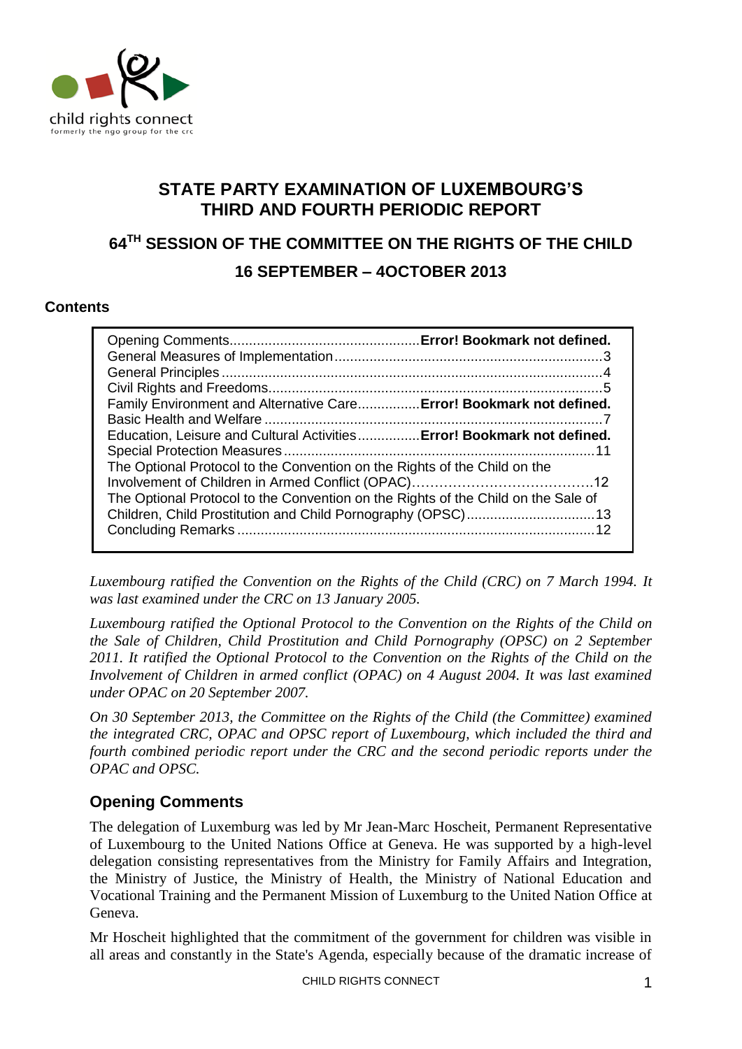# STATE PARTY EXAMINATION OF LUXEMBOURG'S THIRD AND FOURTH PERIODIC REPORT

## 64TH SESSION OF THE COMMITTEE ON THE RIGHTS OF THE CHILD

## 16 SEPTEMBER – 4OCTOBER 2013

**Contents**

Opening Comments................................................**Error! Bookmark not defined.**
General Measures of Implementation.....................................................................3
General Principles..................................................................................................4
Civil Rights and Freedoms.......................................................................................5
Family Environment and Alternative Care................**Error! Bookmark not defined.**
Basic Health and Welfare .......................................................................................7
Education, Leisure and Cultural Activities................**Error! Bookmark not defined.**
Special Protection Measures................................................................................11
The Optional Protocol to the Convention on the Rights of the Child on the Involvement of Children in Armed Conflict (OPAC)…………………………………..12
The Optional Protocol to the Convention on the Rights of the Child on the Sale of Children, Child Prostitution and Child Pornography (OPSC).................................13
Concluding Remarks............................................................................................12

*Luxembourg ratified the Convention on the Rights of the Child (CRC) on 7 March 1994. It was last examined under the CRC on 13 January 2005.*

*Luxembourg ratified the Optional Protocol to the Convention on the Rights of the Child on the Sale of Children, Child Prostitution and Child Pornography (OPSC) on 2 September 2011. It ratified the Optional Protocol to the Convention on the Rights of the Child on the Involvement of Children in armed conflict (OPAC) on 4 August 2004. It was last examined under OPAC on 20 September 2007.*

*On 30 September 2013, the Committee on the Rights of the Child (the Committee) examined the integrated CRC, OPAC and OPSC report of Luxembourg, which included the third and fourth combined periodic report under the CRC and the second periodic reports under the OPAC and OPSC.*

## Opening Comments

The delegation of Luxemburg was led by Mr Jean-Marc Hoscheit, Permanent Representative of Luxembourg to the United Nations Office at Geneva. He was supported by a high-level delegation consisting representatives from the Ministry for Family Affairs and Integration, the Ministry of Justice, the Ministry of Health, the Ministry of National Education and Vocational Training and the Permanent Mission of Luxemburg to the United Nation Office at Geneva.

Mr Hoscheit highlighted that the commitment of the government for children was visible in all areas and constantly in the State's Agenda, especially because of the dramatic increase of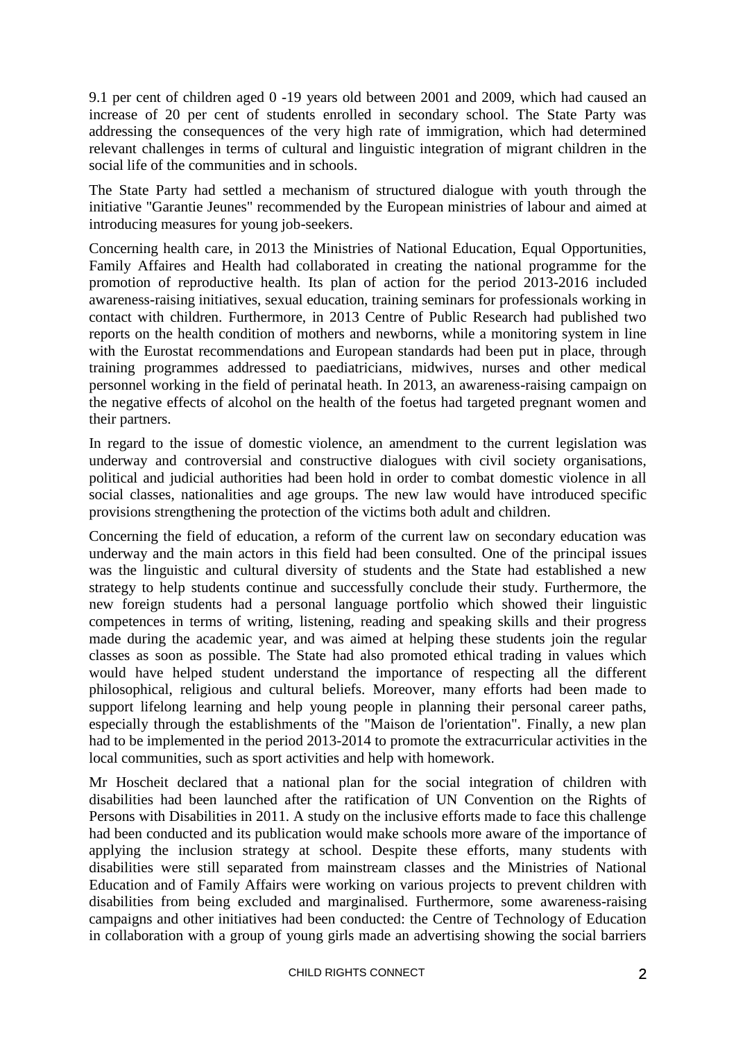9.1 per cent of children aged 0 -19 years old between 2001 and 2009, which had caused an increase of 20 per cent of students enrolled in secondary school. The State Party was addressing the consequences of the very high rate of immigration, which had determined relevant challenges in terms of cultural and linguistic integration of migrant children in the social life of the communities and in schools.

The State Party had settled a mechanism of structured dialogue with youth through the initiative "Garantie Jeunes" recommended by the European ministries of labour and aimed at introducing measures for young job-seekers.

Concerning health care, in 2013 the Ministries of National Education, Equal Opportunities, Family Affaires and Health had collaborated in creating the national programme for the promotion of reproductive health. Its plan of action for the period 2013-2016 included awareness-raising initiatives, sexual education, training seminars for professionals working in contact with children. Furthermore, in 2013 Centre of Public Research had published two reports on the health condition of mothers and newborns, while a monitoring system in line with the Eurostat recommendations and European standards had been put in place, through training programmes addressed to paediatricians, midwives, nurses and other medical personnel working in the field of perinatal heath. In 2013, an awareness-raising campaign on the negative effects of alcohol on the health of the foetus had targeted pregnant women and their partners.

In regard to the issue of domestic violence, an amendment to the current legislation was underway and controversial and constructive dialogues with civil society organisations, political and judicial authorities had been hold in order to combat domestic violence in all social classes, nationalities and age groups. The new law would have introduced specific provisions strengthening the protection of the victims both adult and children.

Concerning the field of education, a reform of the current law on secondary education was underway and the main actors in this field had been consulted. One of the principal issues was the linguistic and cultural diversity of students and the State had established a new strategy to help students continue and successfully conclude their study. Furthermore, the new foreign students had a personal language portfolio which showed their linguistic competences in terms of writing, listening, reading and speaking skills and their progress made during the academic year, and was aimed at helping these students join the regular classes as soon as possible. The State had also promoted ethical trading in values which would have helped student understand the importance of respecting all the different philosophical, religious and cultural beliefs. Moreover, many efforts had been made to support lifelong learning and help young people in planning their personal career paths, especially through the establishments of the "Maison de l'orientation". Finally, a new plan had to be implemented in the period 2013-2014 to promote the extracurricular activities in the local communities, such as sport activities and help with homework.

Mr Hoscheit declared that a national plan for the social integration of children with disabilities had been launched after the ratification of UN Convention on the Rights of Persons with Disabilities in 2011. A study on the inclusive efforts made to face this challenge had been conducted and its publication would make schools more aware of the importance of applying the inclusion strategy at school. Despite these efforts, many students with disabilities were still separated from mainstream classes and the Ministries of National Education and of Family Affairs were working on various projects to prevent children with disabilities from being excluded and marginalised. Furthermore, some awareness-raising campaigns and other initiatives had been conducted: the Centre of Technology of Education in collaboration with a group of young girls made an advertising showing the social barriers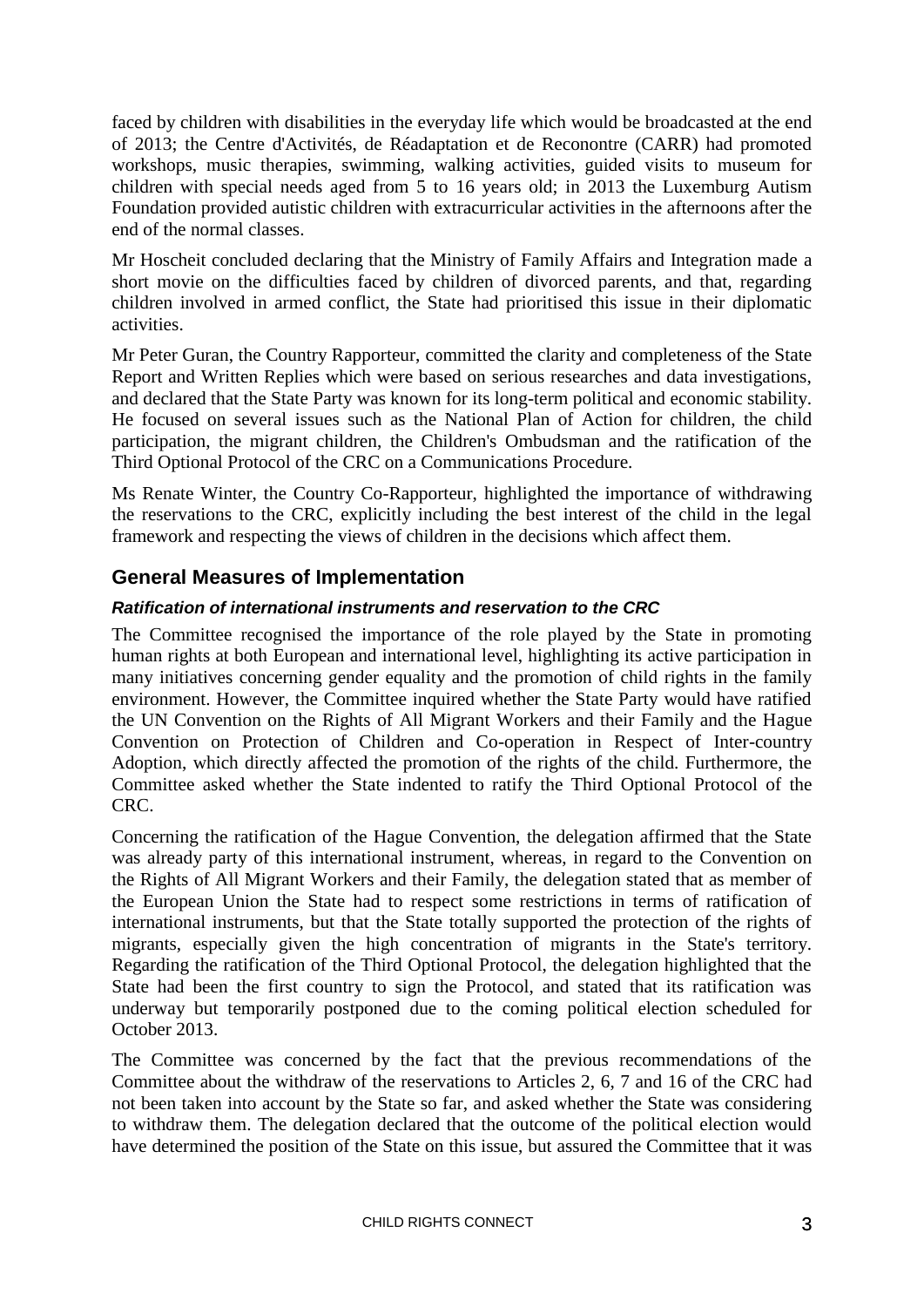faced by children with disabilities in the everyday life which would be broadcasted at the end of 2013; the Centre d'Activités, de Réadaptation et de Reconontre (CARR) had promoted workshops, music therapies, swimming, walking activities, guided visits to museum for children with special needs aged from 5 to 16 years old; in 2013 the Luxemburg Autism Foundation provided autistic children with extracurricular activities in the afternoons after the end of the normal classes.

Mr Hoscheit concluded declaring that the Ministry of Family Affairs and Integration made a short movie on the difficulties faced by children of divorced parents, and that, regarding children involved in armed conflict, the State had prioritised this issue in their diplomatic activities.

Mr Peter Guran, the Country Rapporteur, committed the clarity and completeness of the State Report and Written Replies which were based on serious researches and data investigations, and declared that the State Party was known for its long-term political and economic stability. He focused on several issues such as the National Plan of Action for children, the child participation, the migrant children, the Children's Ombudsman and the ratification of the Third Optional Protocol of the CRC on a Communications Procedure.

Ms Renate Winter, the Country Co-Rapporteur, highlighted the importance of withdrawing the reservations to the CRC, explicitly including the best interest of the child in the legal framework and respecting the views of children in the decisions which affect them.

## General Measures of Implementation

### *Ratification of international instruments and reservation to the CRC*

The Committee recognised the importance of the role played by the State in promoting human rights at both European and international level, highlighting its active participation in many initiatives concerning gender equality and the promotion of child rights in the family environment. However, the Committee inquired whether the State Party would have ratified the UN Convention on the Rights of All Migrant Workers and their Family and the Hague Convention on Protection of Children and Co-operation in Respect of Inter-country Adoption, which directly affected the promotion of the rights of the child. Furthermore, the Committee asked whether the State indented to ratify the Third Optional Protocol of the CRC.

Concerning the ratification of the Hague Convention, the delegation affirmed that the State was already party of this international instrument, whereas, in regard to the Convention on the Rights of All Migrant Workers and their Family, the delegation stated that as member of the European Union the State had to respect some restrictions in terms of ratification of international instruments, but that the State totally supported the protection of the rights of migrants, especially given the high concentration of migrants in the State's territory. Regarding the ratification of the Third Optional Protocol, the delegation highlighted that the State had been the first country to sign the Protocol, and stated that its ratification was underway but temporarily postponed due to the coming political election scheduled for October 2013.

The Committee was concerned by the fact that the previous recommendations of the Committee about the withdraw of the reservations to Articles 2, 6, 7 and 16 of the CRC had not been taken into account by the State so far, and asked whether the State was considering to withdraw them. The delegation declared that the outcome of the political election would have determined the position of the State on this issue, but assured the Committee that it was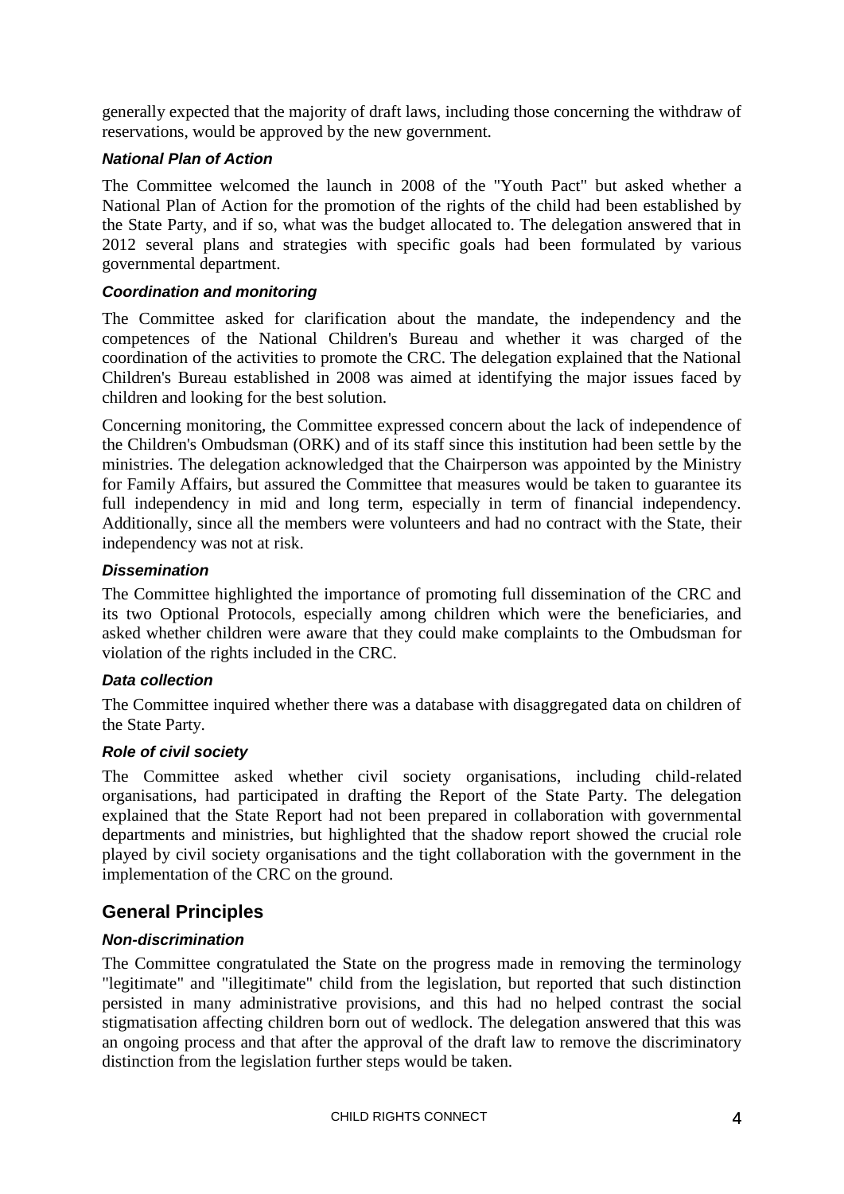generally expected that the majority of draft laws, including those concerning the withdraw of reservations, would be approved by the new government.

### *National Plan of Action*

The Committee welcomed the launch in 2008 of the "Youth Pact" but asked whether a National Plan of Action for the promotion of the rights of the child had been established by the State Party, and if so, what was the budget allocated to. The delegation answered that in 2012 several plans and strategies with specific goals had been formulated by various governmental department.

### *Coordination and monitoring*

The Committee asked for clarification about the mandate, the independency and the competences of the National Children's Bureau and whether it was charged of the coordination of the activities to promote the CRC. The delegation explained that the National Children's Bureau established in 2008 was aimed at identifying the major issues faced by children and looking for the best solution.

Concerning monitoring, the Committee expressed concern about the lack of independence of the Children's Ombudsman (ORK) and of its staff since this institution had been settle by the ministries. The delegation acknowledged that the Chairperson was appointed by the Ministry for Family Affairs, but assured the Committee that measures would be taken to guarantee its full independency in mid and long term, especially in term of financial independency. Additionally, since all the members were volunteers and had no contract with the State, their independency was not at risk.

### *Dissemination*

The Committee highlighted the importance of promoting full dissemination of the CRC and its two Optional Protocols, especially among children which were the beneficiaries, and asked whether children were aware that they could make complaints to the Ombudsman for violation of the rights included in the CRC.

### *Data collection*

The Committee inquired whether there was a database with disaggregated data on children of the State Party.

### *Role of civil society*

The Committee asked whether civil society organisations, including child-related organisations, had participated in drafting the Report of the State Party. The delegation explained that the State Report had not been prepared in collaboration with governmental departments and ministries, but highlighted that the shadow report showed the crucial role played by civil society organisations and the tight collaboration with the government in the implementation of the CRC on the ground.

## General Principles

### *Non-discrimination*

The Committee congratulated the State on the progress made in removing the terminology "legitimate" and "illegitimate" child from the legislation, but reported that such distinction persisted in many administrative provisions, and this had no helped contrast the social stigmatisation affecting children born out of wedlock. The delegation answered that this was an ongoing process and that after the approval of the draft law to remove the discriminatory distinction from the legislation further steps would be taken.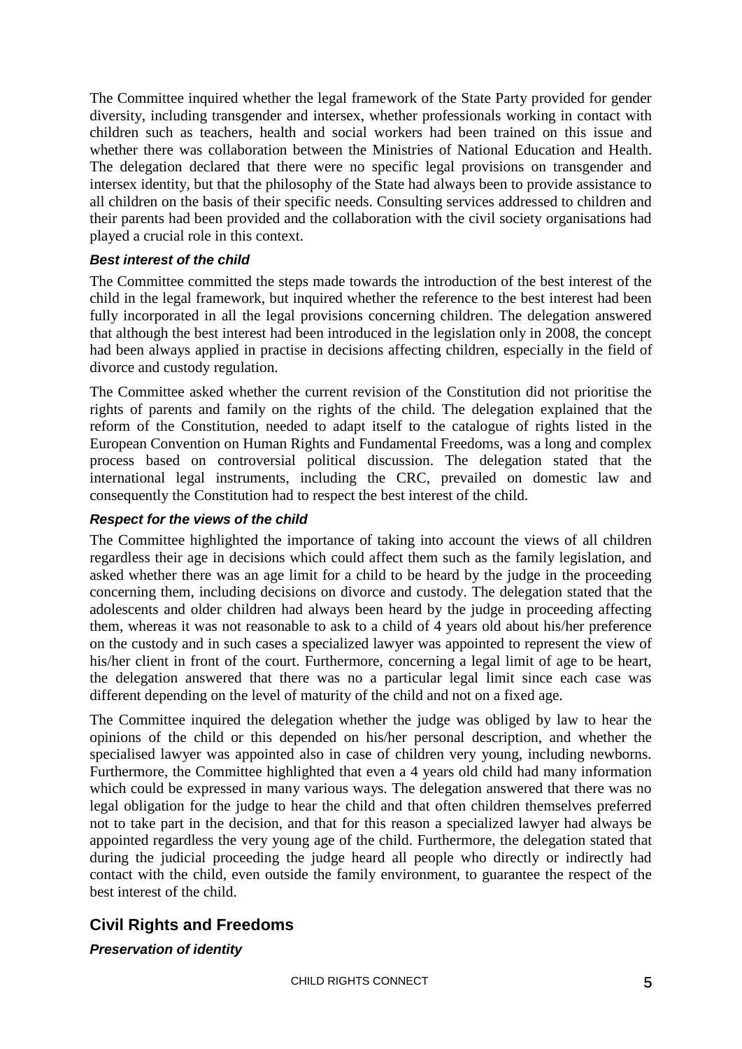The Committee inquired whether the legal framework of the State Party provided for gender diversity, including transgender and intersex, whether professionals working in contact with children such as teachers, health and social workers had been trained on this issue and whether there was collaboration between the Ministries of National Education and Health. The delegation declared that there were no specific legal provisions on transgender and intersex identity, but that the philosophy of the State had always been to provide assistance to all children on the basis of their specific needs. Consulting services addressed to children and their parents had been provided and the collaboration with the civil society organisations had played a crucial role in this context.

### *Best interest of the child*

The Committee committed the steps made towards the introduction of the best interest of the child in the legal framework, but inquired whether the reference to the best interest had been fully incorporated in all the legal provisions concerning children. The delegation answered that although the best interest had been introduced in the legislation only in 2008, the concept had been always applied in practise in decisions affecting children, especially in the field of divorce and custody regulation.

The Committee asked whether the current revision of the Constitution did not prioritise the rights of parents and family on the rights of the child. The delegation explained that the reform of the Constitution, needed to adapt itself to the catalogue of rights listed in the European Convention on Human Rights and Fundamental Freedoms, was a long and complex process based on controversial political discussion. The delegation stated that the international legal instruments, including the CRC, prevailed on domestic law and consequently the Constitution had to respect the best interest of the child.

### *Respect for the views of the child*

The Committee highlighted the importance of taking into account the views of all children regardless their age in decisions which could affect them such as the family legislation, and asked whether there was an age limit for a child to be heard by the judge in the proceeding concerning them, including decisions on divorce and custody. The delegation stated that the adolescents and older children had always been heard by the judge in proceeding affecting them, whereas it was not reasonable to ask to a child of 4 years old about his/her preference on the custody and in such cases a specialized lawyer was appointed to represent the view of his/her client in front of the court. Furthermore, concerning a legal limit of age to be heart, the delegation answered that there was no a particular legal limit since each case was different depending on the level of maturity of the child and not on a fixed age.

The Committee inquired the delegation whether the judge was obliged by law to hear the opinions of the child or this depended on his/her personal description, and whether the specialised lawyer was appointed also in case of children very young, including newborns. Furthermore, the Committee highlighted that even a 4 years old child had many information which could be expressed in many various ways. The delegation answered that there was no legal obligation for the judge to hear the child and that often children themselves preferred not to take part in the decision, and that for this reason a specialized lawyer had always be appointed regardless the very young age of the child. Furthermore, the delegation stated that during the judicial proceeding the judge heard all people who directly or indirectly had contact with the child, even outside the family environment, to guarantee the respect of the best interest of the child.

## Civil Rights and Freedoms

### *Preservation of identity*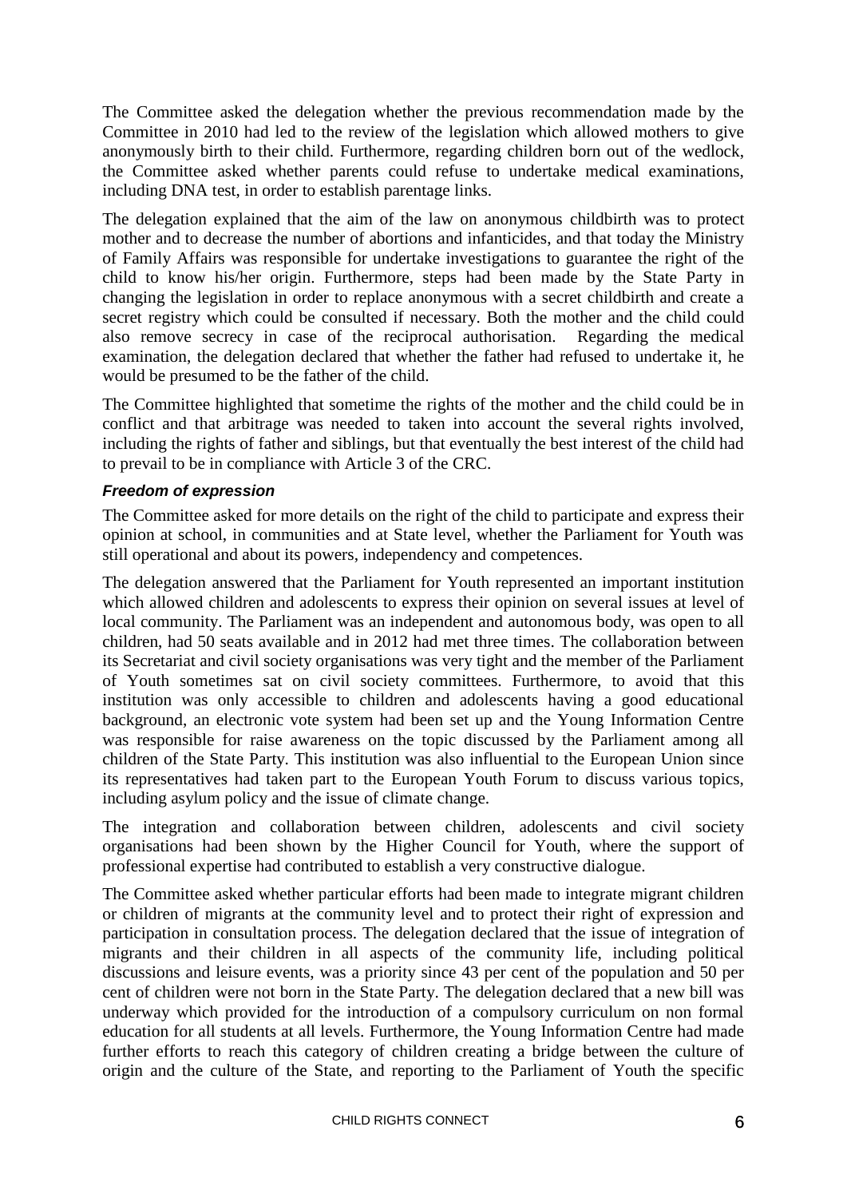The Committee asked the delegation whether the previous recommendation made by the Committee in 2010 had led to the review of the legislation which allowed mothers to give anonymously birth to their child. Furthermore, regarding children born out of the wedlock, the Committee asked whether parents could refuse to undertake medical examinations, including DNA test, in order to establish parentage links.

The delegation explained that the aim of the law on anonymous childbirth was to protect mother and to decrease the number of abortions and infanticides, and that today the Ministry of Family Affairs was responsible for undertake investigations to guarantee the right of the child to know his/her origin. Furthermore, steps had been made by the State Party in changing the legislation in order to replace anonymous with a secret childbirth and create a secret registry which could be consulted if necessary. Both the mother and the child could also remove secrecy in case of the reciprocal authorisation. Regarding the medical examination, the delegation declared that whether the father had refused to undertake it, he would be presumed to be the father of the child.

The Committee highlighted that sometime the rights of the mother and the child could be in conflict and that arbitrage was needed to taken into account the several rights involved, including the rights of father and siblings, but that eventually the best interest of the child had to prevail to be in compliance with Article 3 of the CRC.

#### *Freedom of expression*

The Committee asked for more details on the right of the child to participate and express their opinion at school, in communities and at State level, whether the Parliament for Youth was still operational and about its powers, independency and competences.

The delegation answered that the Parliament for Youth represented an important institution which allowed children and adolescents to express their opinion on several issues at level of local community. The Parliament was an independent and autonomous body, was open to all children, had 50 seats available and in 2012 had met three times. The collaboration between its Secretariat and civil society organisations was very tight and the member of the Parliament of Youth sometimes sat on civil society committees. Furthermore, to avoid that this institution was only accessible to children and adolescents having a good educational background, an electronic vote system had been set up and the Young Information Centre was responsible for raise awareness on the topic discussed by the Parliament among all children of the State Party. This institution was also influential to the European Union since its representatives had taken part to the European Youth Forum to discuss various topics, including asylum policy and the issue of climate change.

The integration and collaboration between children, adolescents and civil society organisations had been shown by the Higher Council for Youth, where the support of professional expertise had contributed to establish a very constructive dialogue.

The Committee asked whether particular efforts had been made to integrate migrant children or children of migrants at the community level and to protect their right of expression and participation in consultation process. The delegation declared that the issue of integration of migrants and their children in all aspects of the community life, including political discussions and leisure events, was a priority since 43 per cent of the population and 50 per cent of children were not born in the State Party. The delegation declared that a new bill was underway which provided for the introduction of a compulsory curriculum on non formal education for all students at all levels. Furthermore, the Young Information Centre had made further efforts to reach this category of children creating a bridge between the culture of origin and the culture of the State, and reporting to the Parliament of Youth the specific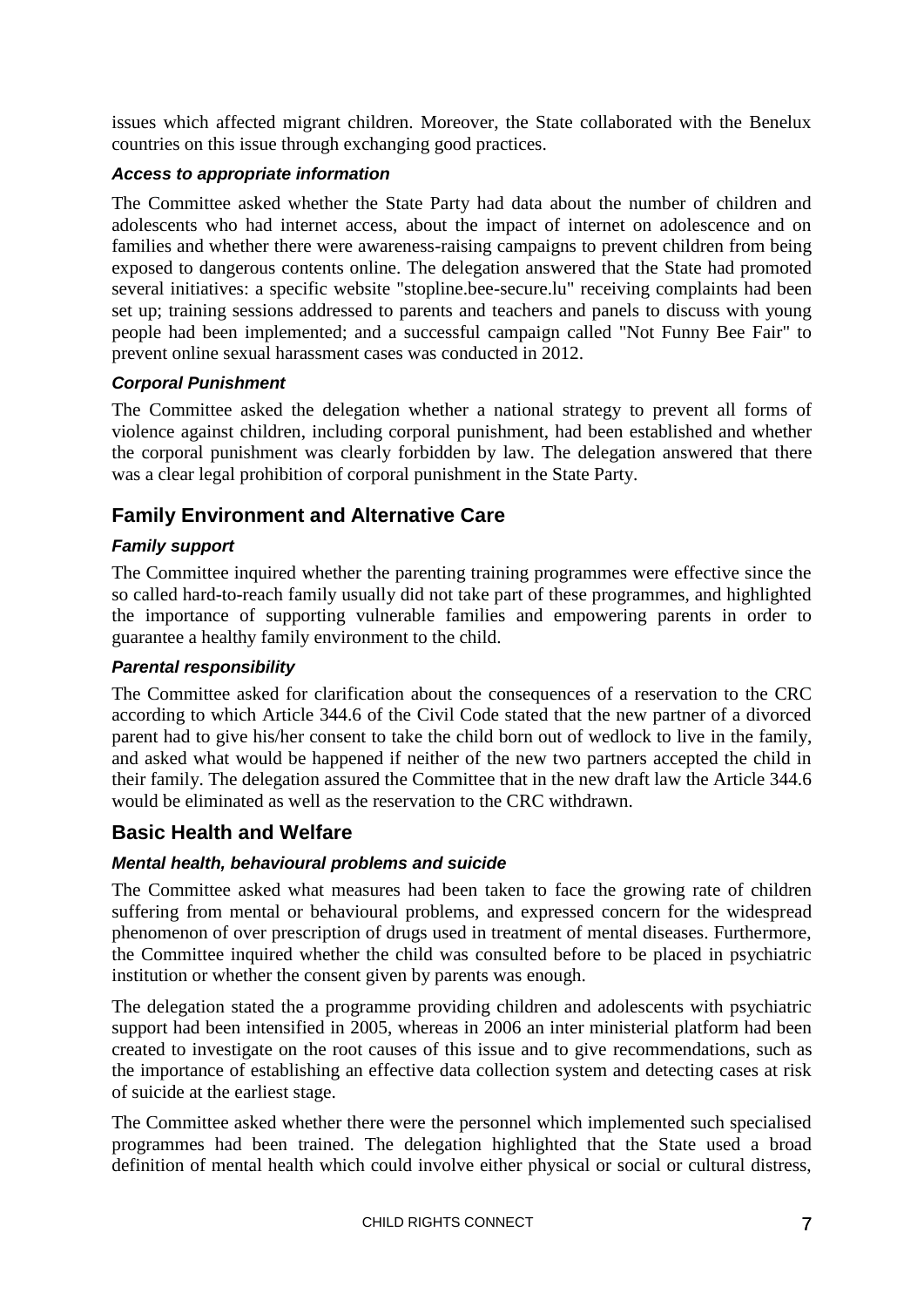issues which affected migrant children. Moreover, the State collaborated with the Benelux countries on this issue through exchanging good practices.

### *Access to appropriate information*

The Committee asked whether the State Party had data about the number of children and adolescents who had internet access, about the impact of internet on adolescence and on families and whether there were awareness-raising campaigns to prevent children from being exposed to dangerous contents online. The delegation answered that the State had promoted several initiatives: a specific website "stopline.bee-secure.lu" receiving complaints had been set up; training sessions addressed to parents and teachers and panels to discuss with young people had been implemented; and a successful campaign called "Not Funny Bee Fair" to prevent online sexual harassment cases was conducted in 2012.

### *Corporal Punishment*

The Committee asked the delegation whether a national strategy to prevent all forms of violence against children, including corporal punishment, had been established and whether the corporal punishment was clearly forbidden by law. The delegation answered that there was a clear legal prohibition of corporal punishment in the State Party.

## Family Environment and Alternative Care

### *Family support*

The Committee inquired whether the parenting training programmes were effective since the so called hard-to-reach family usually did not take part of these programmes, and highlighted the importance of supporting vulnerable families and empowering parents in order to guarantee a healthy family environment to the child.

### *Parental responsibility*

The Committee asked for clarification about the consequences of a reservation to the CRC according to which Article 344.6 of the Civil Code stated that the new partner of a divorced parent had to give his/her consent to take the child born out of wedlock to live in the family, and asked what would be happened if neither of the new two partners accepted the child in their family. The delegation assured the Committee that in the new draft law the Article 344.6 would be eliminated as well as the reservation to the CRC withdrawn.

## Basic Health and Welfare

### *Mental health, behavioural problems and suicide*

The Committee asked what measures had been taken to face the growing rate of children suffering from mental or behavioural problems, and expressed concern for the widespread phenomenon of over prescription of drugs used in treatment of mental diseases. Furthermore, the Committee inquired whether the child was consulted before to be placed in psychiatric institution or whether the consent given by parents was enough.

The delegation stated the a programme providing children and adolescents with psychiatric support had been intensified in 2005, whereas in 2006 an inter ministerial platform had been created to investigate on the root causes of this issue and to give recommendations, such as the importance of establishing an effective data collection system and detecting cases at risk of suicide at the earliest stage.

The Committee asked whether there were the personnel which implemented such specialised programmes had been trained. The delegation highlighted that the State used a broad definition of mental health which could involve either physical or social or cultural distress,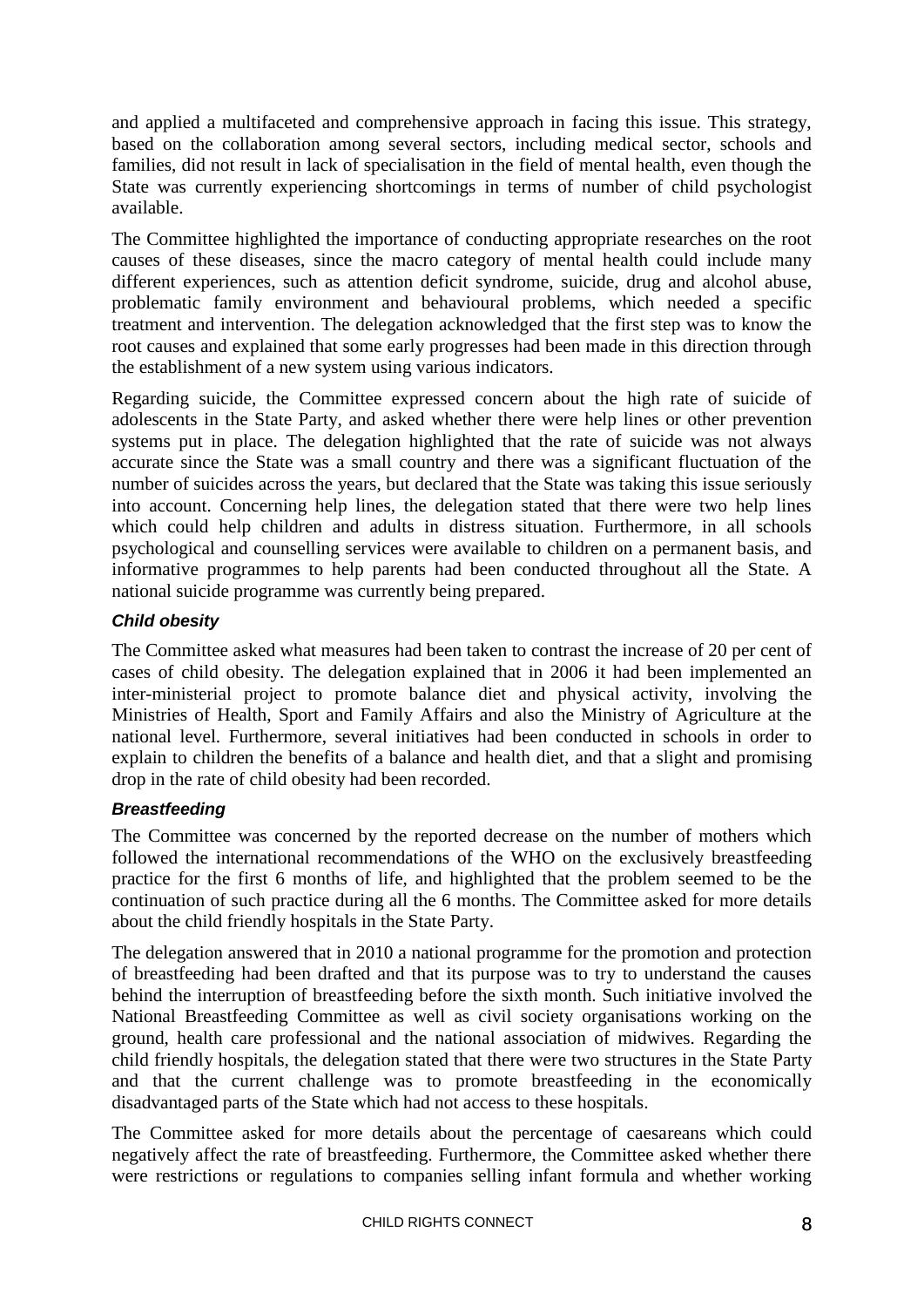and applied a multifaceted and comprehensive approach in facing this issue. This strategy, based on the collaboration among several sectors, including medical sector, schools and families, did not result in lack of specialisation in the field of mental health, even though the State was currently experiencing shortcomings in terms of number of child psychologist available.

The Committee highlighted the importance of conducting appropriate researches on the root causes of these diseases, since the macro category of mental health could include many different experiences, such as attention deficit syndrome, suicide, drug and alcohol abuse, problematic family environment and behavioural problems, which needed a specific treatment and intervention. The delegation acknowledged that the first step was to know the root causes and explained that some early progresses had been made in this direction through the establishment of a new system using various indicators.

Regarding suicide, the Committee expressed concern about the high rate of suicide of adolescents in the State Party, and asked whether there were help lines or other prevention systems put in place. The delegation highlighted that the rate of suicide was not always accurate since the State was a small country and there was a significant fluctuation of the number of suicides across the years, but declared that the State was taking this issue seriously into account. Concerning help lines, the delegation stated that there were two help lines which could help children and adults in distress situation. Furthermore, in all schools psychological and counselling services were available to children on a permanent basis, and informative programmes to help parents had been conducted throughout all the State. A national suicide programme was currently being prepared.

### *Child obesity*

The Committee asked what measures had been taken to contrast the increase of 20 per cent of cases of child obesity. The delegation explained that in 2006 it had been implemented an inter-ministerial project to promote balance diet and physical activity, involving the Ministries of Health, Sport and Family Affairs and also the Ministry of Agriculture at the national level. Furthermore, several initiatives had been conducted in schools in order to explain to children the benefits of a balance and health diet, and that a slight and promising drop in the rate of child obesity had been recorded.

### *Breastfeeding*

The Committee was concerned by the reported decrease on the number of mothers which followed the international recommendations of the WHO on the exclusively breastfeeding practice for the first 6 months of life, and highlighted that the problem seemed to be the continuation of such practice during all the 6 months. The Committee asked for more details about the child friendly hospitals in the State Party.

The delegation answered that in 2010 a national programme for the promotion and protection of breastfeeding had been drafted and that its purpose was to try to understand the causes behind the interruption of breastfeeding before the sixth month. Such initiative involved the National Breastfeeding Committee as well as civil society organisations working on the ground, health care professional and the national association of midwives. Regarding the child friendly hospitals, the delegation stated that there were two structures in the State Party and that the current challenge was to promote breastfeeding in the economically disadvantaged parts of the State which had not access to these hospitals.

The Committee asked for more details about the percentage of caesareans which could negatively affect the rate of breastfeeding. Furthermore, the Committee asked whether there were restrictions or regulations to companies selling infant formula and whether working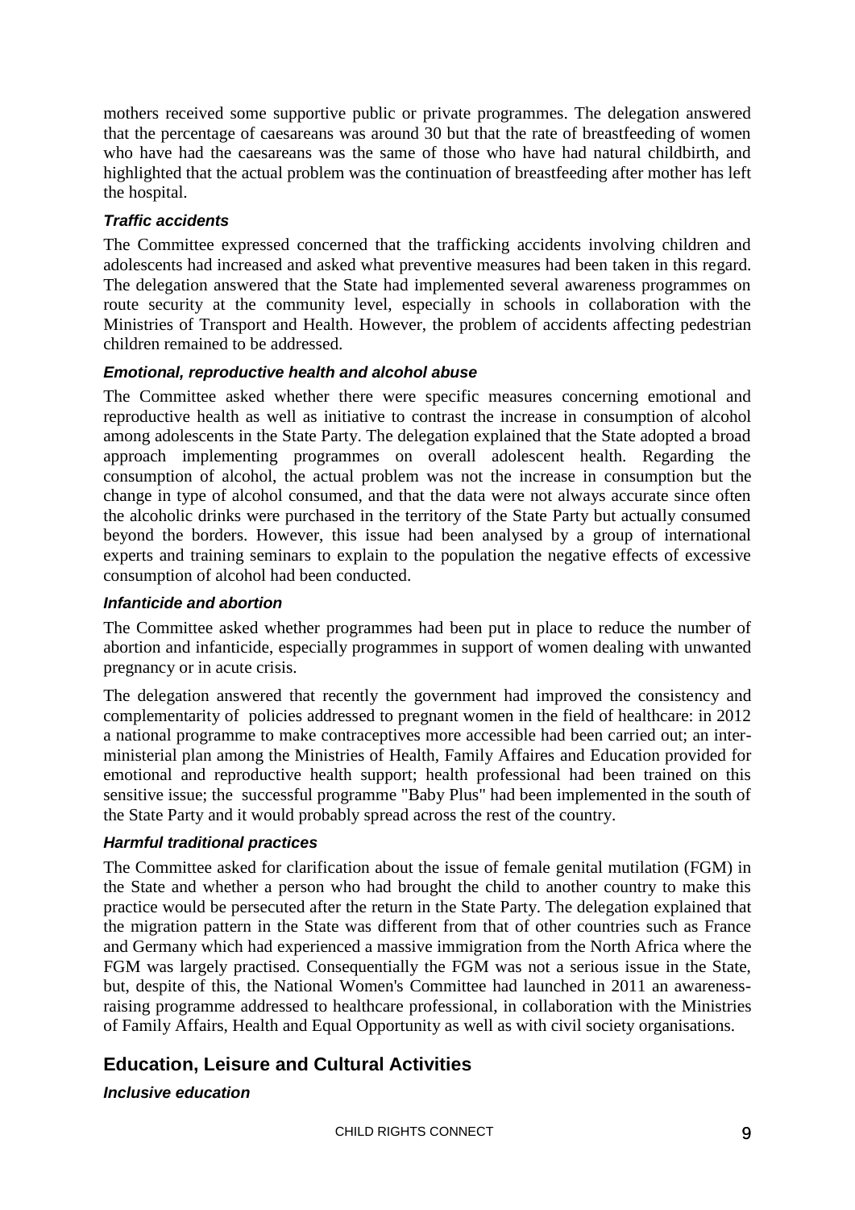mothers received some supportive public or private programmes. The delegation answered that the percentage of caesareans was around 30 but that the rate of breastfeeding of women who have had the caesareans was the same of those who have had natural childbirth, and highlighted that the actual problem was the continuation of breastfeeding after mother has left the hospital.

#### *Traffic accidents*

The Committee expressed concerned that the trafficking accidents involving children and adolescents had increased and asked what preventive measures had been taken in this regard. The delegation answered that the State had implemented several awareness programmes on route security at the community level, especially in schools in collaboration with the Ministries of Transport and Health. However, the problem of accidents affecting pedestrian children remained to be addressed.

#### *Emotional, reproductive health and alcohol abuse*

The Committee asked whether there were specific measures concerning emotional and reproductive health as well as initiative to contrast the increase in consumption of alcohol among adolescents in the State Party. The delegation explained that the State adopted a broad approach implementing programmes on overall adolescent health. Regarding the consumption of alcohol, the actual problem was not the increase in consumption but the change in type of alcohol consumed, and that the data were not always accurate since often the alcoholic drinks were purchased in the territory of the State Party but actually consumed beyond the borders. However, this issue had been analysed by a group of international experts and training seminars to explain to the population the negative effects of excessive consumption of alcohol had been conducted.

#### *Infanticide and abortion*

The Committee asked whether programmes had been put in place to reduce the number of abortion and infanticide, especially programmes in support of women dealing with unwanted pregnancy or in acute crisis.

The delegation answered that recently the government had improved the consistency and complementarity of policies addressed to pregnant women in the field of healthcare: in 2012 a national programme to make contraceptives more accessible had been carried out; an inter-ministerial plan among the Ministries of Health, Family Affaires and Education provided for emotional and reproductive health support; health professional had been trained on this sensitive issue; the successful programme "Baby Plus" had been implemented in the south of the State Party and it would probably spread across the rest of the country.

#### *Harmful traditional practices*

The Committee asked for clarification about the issue of female genital mutilation (FGM) in the State and whether a person who had brought the child to another country to make this practice would be persecuted after the return in the State Party. The delegation explained that the migration pattern in the State was different from that of other countries such as France and Germany which had experienced a massive immigration from the North Africa where the FGM was largely practised. Consequentially the FGM was not a serious issue in the State, but, despite of this, the National Women's Committee had launched in 2011 an awareness-raising programme addressed to healthcare professional, in collaboration with the Ministries of Family Affairs, Health and Equal Opportunity as well as with civil society organisations.

### Education, Leisure and Cultural Activities

#### *Inclusive education*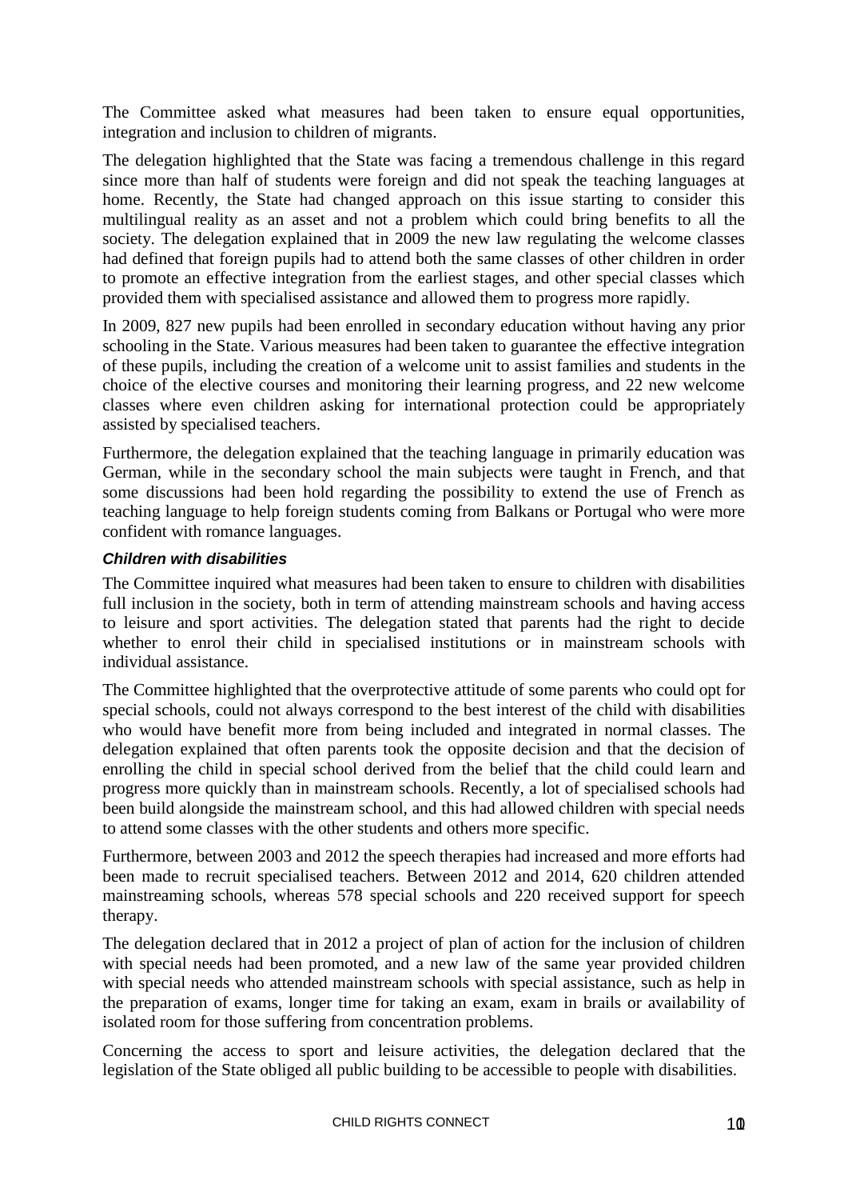The Committee asked what measures had been taken to ensure equal opportunities, integration and inclusion to children of migrants.

The delegation highlighted that the State was facing a tremendous challenge in this regard since more than half of students were foreign and did not speak the teaching languages at home. Recently, the State had changed approach on this issue starting to consider this multilingual reality as an asset and not a problem which could bring benefits to all the society. The delegation explained that in 2009 the new law regulating the welcome classes had defined that foreign pupils had to attend both the same classes of other children in order to promote an effective integration from the earliest stages, and other special classes which provided them with specialised assistance and allowed them to progress more rapidly.

In 2009, 827 new pupils had been enrolled in secondary education without having any prior schooling in the State. Various measures had been taken to guarantee the effective integration of these pupils, including the creation of a welcome unit to assist families and students in the choice of the elective courses and monitoring their learning progress, and 22 new welcome classes where even children asking for international protection could be appropriately assisted by specialised teachers.

Furthermore, the delegation explained that the teaching language in primarily education was German, while in the secondary school the main subjects were taught in French, and that some discussions had been hold regarding the possibility to extend the use of French as teaching language to help foreign students coming from Balkans or Portugal who were more confident with romance languages.

***Children with disabilities***

The Committee inquired what measures had been taken to ensure to children with disabilities full inclusion in the society, both in term of attending mainstream schools and having access to leisure and sport activities. The delegation stated that parents had the right to decide whether to enrol their child in specialised institutions or in mainstream schools with individual assistance.

The Committee highlighted that the overprotective attitude of some parents who could opt for special schools, could not always correspond to the best interest of the child with disabilities who would have benefit more from being included and integrated in normal classes. The delegation explained that often parents took the opposite decision and that the decision of enrolling the child in special school derived from the belief that the child could learn and progress more quickly than in mainstream schools. Recently, a lot of specialised schools had been build alongside the mainstream school, and this had allowed children with special needs to attend some classes with the other students and others more specific.

Furthermore, between 2003 and 2012 the speech therapies had increased and more efforts had been made to recruit specialised teachers. Between 2012 and 2014, 620 children attended mainstreaming schools, whereas 578 special schools and 220 received support for speech therapy.

The delegation declared that in 2012 a project of plan of action for the inclusion of children with special needs had been promoted, and a new law of the same year provided children with special needs who attended mainstream schools with special assistance, such as help in the preparation of exams, longer time for taking an exam, exam in brails or availability of isolated room for those suffering from concentration problems.

Concerning the access to sport and leisure activities, the delegation declared that the legislation of the State obliged all public building to be accessible to people with disabilities.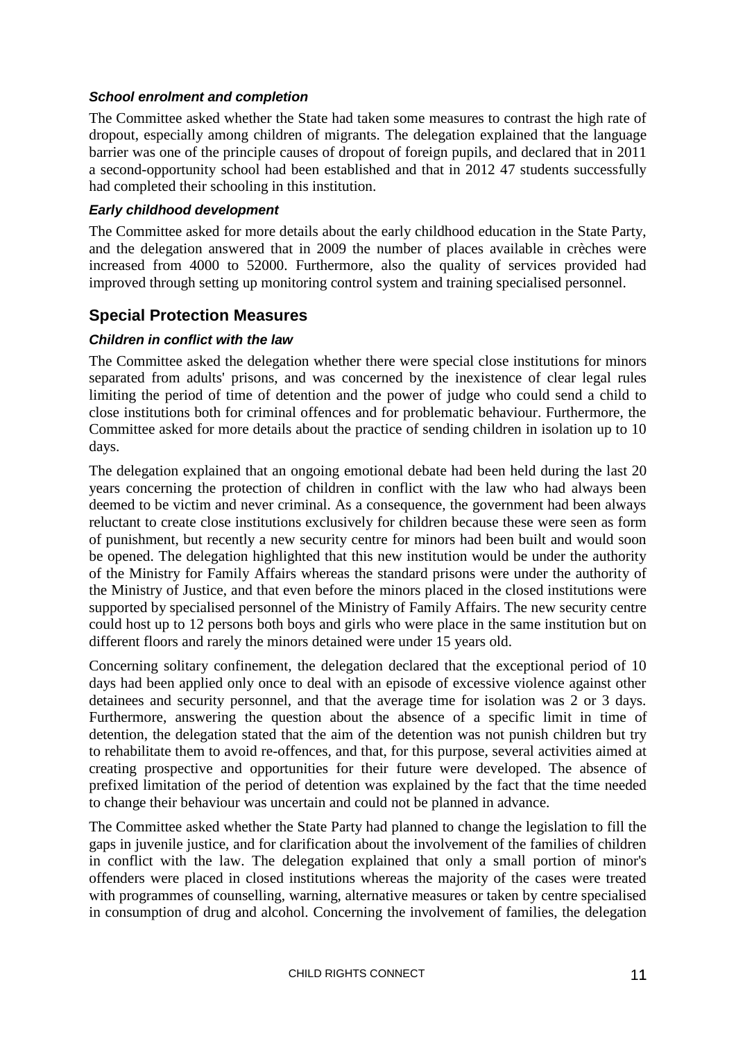### *School enrolment and completion*

The Committee asked whether the State had taken some measures to contrast the high rate of dropout, especially among children of migrants. The delegation explained that the language barrier was one of the principle causes of dropout of foreign pupils, and declared that in 2011 a second-opportunity school had been established and that in 2012 47 students successfully had completed their schooling in this institution.

### *Early childhood development*

The Committee asked for more details about the early childhood education in the State Party, and the delegation answered that in 2009 the number of places available in crèches were increased from 4000 to 52000. Furthermore, also the quality of services provided had improved through setting up monitoring control system and training specialised personnel.

## Special Protection Measures

### *Children in conflict with the law*

The Committee asked the delegation whether there were special close institutions for minors separated from adults' prisons, and was concerned by the inexistence of clear legal rules limiting the period of time of detention and the power of judge who could send a child to close institutions both for criminal offences and for problematic behaviour. Furthermore, the Committee asked for more details about the practice of sending children in isolation up to 10 days.

The delegation explained that an ongoing emotional debate had been held during the last 20 years concerning the protection of children in conflict with the law who had always been deemed to be victim and never criminal. As a consequence, the government had been always reluctant to create close institutions exclusively for children because these were seen as form of punishment, but recently a new security centre for minors had been built and would soon be opened. The delegation highlighted that this new institution would be under the authority of the Ministry for Family Affairs whereas the standard prisons were under the authority of the Ministry of Justice, and that even before the minors placed in the closed institutions were supported by specialised personnel of the Ministry of Family Affairs. The new security centre could host up to 12 persons both boys and girls who were place in the same institution but on different floors and rarely the minors detained were under 15 years old.

Concerning solitary confinement, the delegation declared that the exceptional period of 10 days had been applied only once to deal with an episode of excessive violence against other detainees and security personnel, and that the average time for isolation was 2 or 3 days. Furthermore, answering the question about the absence of a specific limit in time of detention, the delegation stated that the aim of the detention was not punish children but try to rehabilitate them to avoid re-offences, and that, for this purpose, several activities aimed at creating prospective and opportunities for their future were developed. The absence of prefixed limitation of the period of detention was explained by the fact that the time needed to change their behaviour was uncertain and could not be planned in advance.

The Committee asked whether the State Party had planned to change the legislation to fill the gaps in juvenile justice, and for clarification about the involvement of the families of children in conflict with the law. The delegation explained that only a small portion of minor's offenders were placed in closed institutions whereas the majority of the cases were treated with programmes of counselling, warning, alternative measures or taken by centre specialised in consumption of drug and alcohol. Concerning the involvement of families, the delegation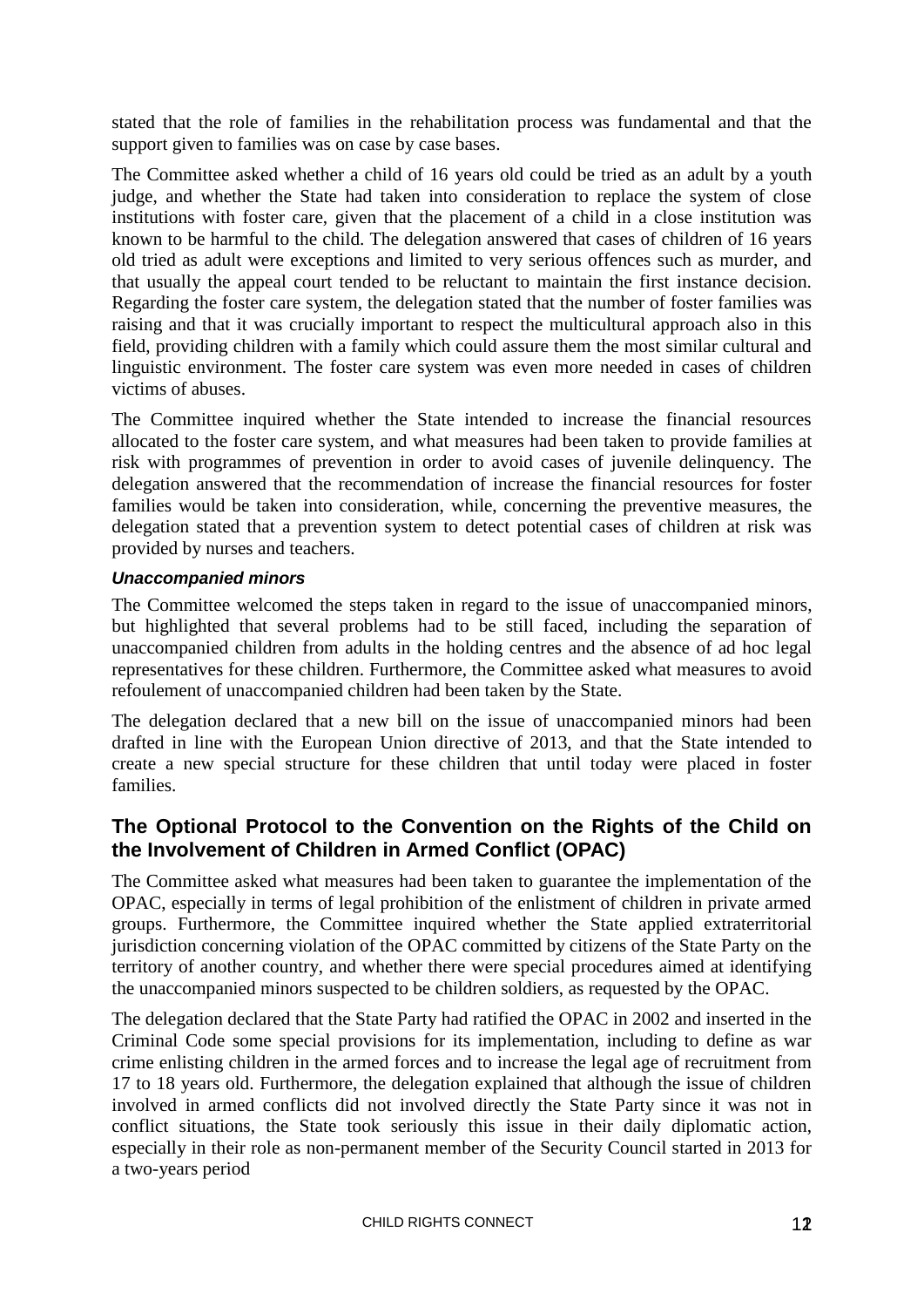stated that the role of families in the rehabilitation process was fundamental and that the support given to families was on case by case bases.

The Committee asked whether a child of 16 years old could be tried as an adult by a youth judge, and whether the State had taken into consideration to replace the system of close institutions with foster care, given that the placement of a child in a close institution was known to be harmful to the child. The delegation answered that cases of children of 16 years old tried as adult were exceptions and limited to very serious offences such as murder, and that usually the appeal court tended to be reluctant to maintain the first instance decision. Regarding the foster care system, the delegation stated that the number of foster families was raising and that it was crucially important to respect the multicultural approach also in this field, providing children with a family which could assure them the most similar cultural and linguistic environment. The foster care system was even more needed in cases of children victims of abuses.

The Committee inquired whether the State intended to increase the financial resources allocated to the foster care system, and what measures had been taken to provide families at risk with programmes of prevention in order to avoid cases of juvenile delinquency. The delegation answered that the recommendation of increase the financial resources for foster families would be taken into consideration, while, concerning the preventive measures, the delegation stated that a prevention system to detect potential cases of children at risk was provided by nurses and teachers.

#### ***Unaccompanied minors***

The Committee welcomed the steps taken in regard to the issue of unaccompanied minors, but highlighted that several problems had to be still faced, including the separation of unaccompanied children from adults in the holding centres and the absence of ad hoc legal representatives for these children. Furthermore, the Committee asked what measures to avoid refoulement of unaccompanied children had been taken by the State.

The delegation declared that a new bill on the issue of unaccompanied minors had been drafted in line with the European Union directive of 2013, and that the State intended to create a new special structure for these children that until today were placed in foster families.

## **The Optional Protocol to the Convention on the Rights of the Child on the Involvement of Children in Armed Conflict (OPAC)**

The Committee asked what measures had been taken to guarantee the implementation of the OPAC, especially in terms of legal prohibition of the enlistment of children in private armed groups. Furthermore, the Committee inquired whether the State applied extraterritorial jurisdiction concerning violation of the OPAC committed by citizens of the State Party on the territory of another country, and whether there were special procedures aimed at identifying the unaccompanied minors suspected to be children soldiers, as requested by the OPAC.

The delegation declared that the State Party had ratified the OPAC in 2002 and inserted in the Criminal Code some special provisions for its implementation, including to define as war crime enlisting children in the armed forces and to increase the legal age of recruitment from 17 to 18 years old. Furthermore, the delegation explained that although the issue of children involved in armed conflicts did not involved directly the State Party since it was not in conflict situations, the State took seriously this issue in their daily diplomatic action, especially in their role as non-permanent member of the Security Council started in 2013 for a two-years period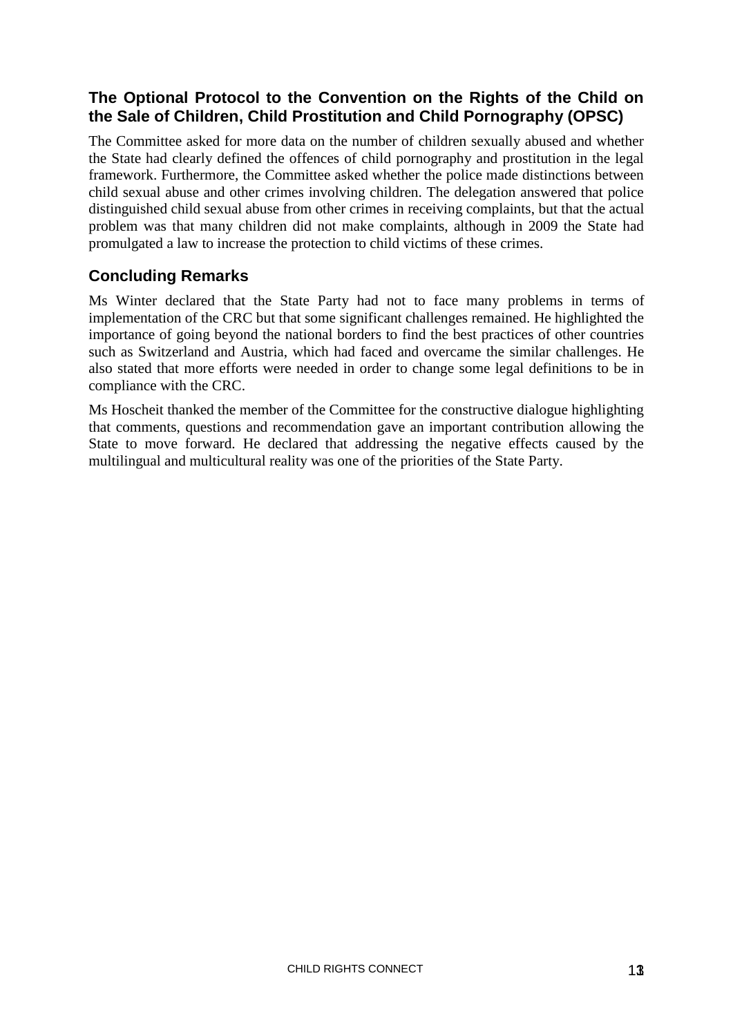## The Optional Protocol to the Convention on the Rights of the Child on the Sale of Children, Child Prostitution and Child Pornography (OPSC)

The Committee asked for more data on the number of children sexually abused and whether the State had clearly defined the offences of child pornography and prostitution in the legal framework. Furthermore, the Committee asked whether the police made distinctions between child sexual abuse and other crimes involving children. The delegation answered that police distinguished child sexual abuse from other crimes in receiving complaints, but that the actual problem was that many children did not make complaints, although in 2009 the State had promulgated a law to increase the protection to child victims of these crimes.

## Concluding Remarks

Ms Winter declared that the State Party had not to face many problems in terms of implementation of the CRC but that some significant challenges remained. He highlighted the importance of going beyond the national borders to find the best practices of other countries such as Switzerland and Austria, which had faced and overcame the similar challenges. He also stated that more efforts were needed in order to change some legal definitions to be in compliance with the CRC.

Ms Hoscheit thanked the member of the Committee for the constructive dialogue highlighting that comments, questions and recommendation gave an important contribution allowing the State to move forward. He declared that addressing the negative effects caused by the multilingual and multicultural reality was one of the priorities of the State Party.